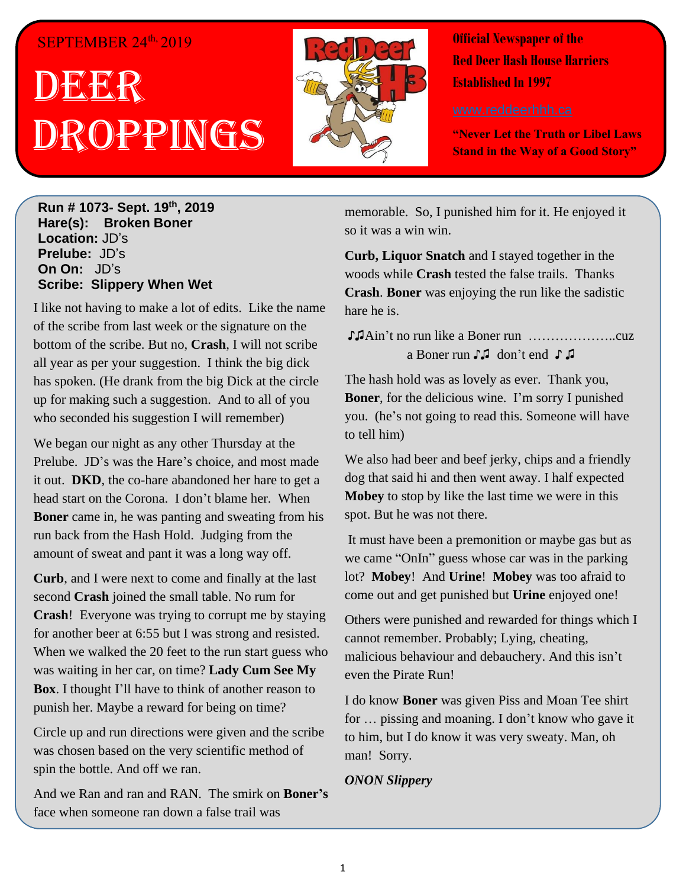SEPTEMBER 24th, 2019

# DEER DROPPINGS

**Official Newspaper of the Red Deer Hash House Harriers**
**Established In 1997**

www.reddeerhhh.ca

**"Never Let the Truth or Libel Laws Stand in the Way of a Good Story"**

**Run # 1073- Sept. 19th, 2019**
**Hare(s): Broken Boner**
**Location:** JD's
**Prelube:** JD's
**On On:** JD's
**Scribe: Slippery When Wet**

I like not having to make a lot of edits. Like the name of the scribe from last week or the signature on the bottom of the scribe. But no, **Crash**, I will not scribe all year as per your suggestion. I think the big dick has spoken. (He drank from the big Dick at the circle up for making such a suggestion. And to all of you who seconded his suggestion I will remember)

We began our night as any other Thursday at the Prelube. JD's was the Hare's choice, and most made it out. **DKD**, the co-hare abandoned her hare to get a head start on the Corona. I don't blame her. When **Boner** came in, he was panting and sweating from his run back from the Hash Hold. Judging from the amount of sweat and pant it was a long way off.

**Curb**, and I were next to come and finally at the last second **Crash** joined the small table. No rum for **Crash**! Everyone was trying to corrupt me by staying for another beer at 6:55 but I was strong and resisted. When we walked the 20 feet to the run start guess who was waiting in her car, on time? **Lady Cum See My Box**. I thought I'll have to think of another reason to punish her. Maybe a reward for being on time?

Circle up and run directions were given and the scribe was chosen based on the very scientific method of spin the bottle. And off we ran.

And we Ran and ran and RAN. The smirk on **Boner's** face when someone ran down a false trail was memorable. So, I punished him for it. He enjoyed it so it was a win win.

**Curb, Liquor Snatch** and I stayed together in the woods while **Crash** tested the false trails. Thanks **Crash**. **Boner** was enjoying the run like the sadistic hare he is.

♪♫Ain't no run like a Boner run ………………..cuz a Boner run ♪♫ don't end ♪ ♫

The hash hold was as lovely as ever. Thank you, **Boner**, for the delicious wine. I'm sorry I punished you. (he's not going to read this. Someone will have to tell him)

We also had beer and beef jerky, chips and a friendly dog that said hi and then went away. I half expected **Mobey** to stop by like the last time we were in this spot. But he was not there.

It must have been a premonition or maybe gas but as we came "OnIn" guess whose car was in the parking lot? **Mobey**! And **Urine**! **Mobey** was too afraid to come out and get punished but **Urine** enjoyed one!

Others were punished and rewarded for things which I cannot remember. Probably; Lying, cheating, malicious behaviour and debauchery. And this isn't even the Pirate Run!

I do know **Boner** was given Piss and Moan Tee shirt for … pissing and moaning. I don't know who gave it to him, but I do know it was very sweaty. Man, oh man! Sorry.

***ONON Slippery***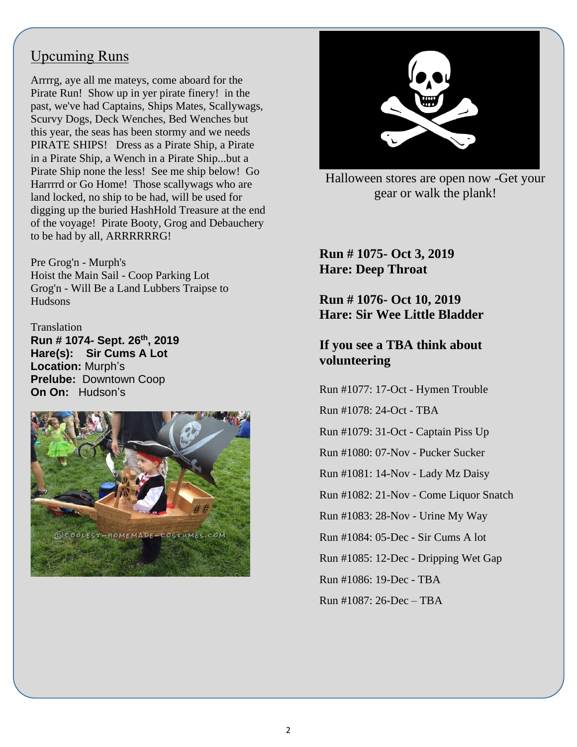## Upcuming Runs

Arrrrg, aye all me mateys, come aboard for the Pirate Run! Show up in yer pirate finery! in the past, we've had Captains, Ships Mates, Scallywags, Scurvy Dogs, Deck Wenches, Bed Wenches but this year, the seas has been stormy and we needs PIRATE SHIPS! Dress as a Pirate Ship, a Pirate in a Pirate Ship, a Wench in a Pirate Ship...but a Pirate Ship none the less! See me ship below! Go Harrrrd or Go Home! Those scallywags who are land locked, no ship to be had, will be used for digging up the buried HashHold Treasure at the end of the voyage! Pirate Booty, Grog and Debauchery to be had by all, ARRRRRRG!

Pre Grog'n - Murph's
Hoist the Main Sail - Coop Parking Lot
Grog'n - Will Be a Land Lubbers Traipse to Hudsons

Translation
**Run # 1074- Sept. 26th, 2019**
**Hare(s): Sir Cums A Lot**
**Location:** Murph's
**Prelube:** Downtown Coop
**On On:** Hudson's

Halloween stores are open now -Get your gear or walk the plank!

**Run # 1075- Oct 3, 2019**
**Hare: Deep Throat**

**Run # 1076- Oct 10, 2019**
**Hare: Sir Wee Little Bladder**

**If you see a TBA think about volunteering**

Run #1077: 17-Oct - Hymen Trouble

Run #1078: 24-Oct - TBA

Run #1079: 31-Oct - Captain Piss Up

Run #1080: 07-Nov - Pucker Sucker

Run #1081: 14-Nov - Lady Mz Daisy

Run #1082: 21-Nov - Come Liquor Snatch

Run #1083: 28-Nov - Urine My Way

Run #1084: 05-Dec - Sir Cums A lot

Run #1085: 12-Dec - Dripping Wet Gap

Run #1086: 19-Dec - TBA

Run #1087: 26-Dec – TBA